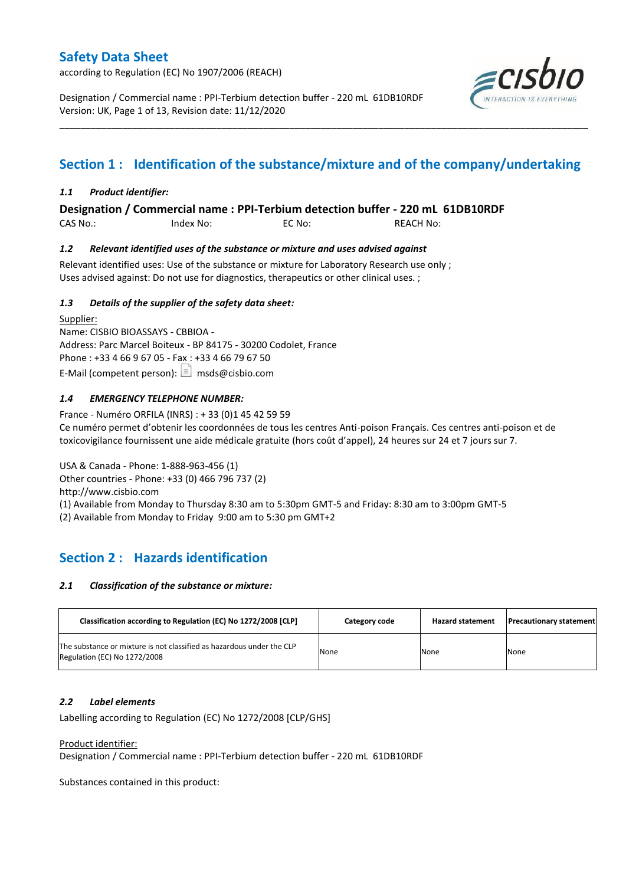# Safety Data Sheet

according to Regulation (EC) No 1907/2006 (REACH)

Designation / Commercial name : PPI-Terbium detection buffer - 220 mL 61DB10RDF
Version: UK, Page 1 of 13, Revision date: 11/12/2020

## Section 1 : Identification of the substance/mixture and of the company/undertaking

### *1.1 Product identifier:*

**Designation / Commercial name : PPI-Terbium detection buffer - 220 mL 61DB10RDF**

CAS No.: Index No: EC No: REACH No:

### *1.2 Relevant identified uses of the substance or mixture and uses advised against*

Relevant identified uses: Use of the substance or mixture for Laboratory Research use only ;
Uses advised against: Do not use for diagnostics, therapeutics or other clinical uses. ;

### *1.3 Details of the supplier of the safety data sheet:*

Supplier:
Name: CISBIO BIOASSAYS - CBBIOA -
Address: Parc Marcel Boiteux - BP 84175 - 30200 Codolet, France
Phone : +33 4 66 9 67 05 - Fax : +33 4 66 79 67 50
E-Mail (competent person): msds@cisbio.com

### *1.4 EMERGENCY TELEPHONE NUMBER:*

France - Numéro ORFILA (INRS) : + 33 (0)1 45 42 59 59
Ce numéro permet d'obtenir les coordonnées de tous les centres Anti-poison Français. Ces centres anti-poison et de toxicovigilance fournissent une aide médicale gratuite (hors coût d'appel), 24 heures sur 24 et 7 jours sur 7.

USA & Canada - Phone: 1-888-963-456 (1)
Other countries - Phone: +33 (0) 466 796 737 (2)
http://www.cisbio.com
(1) Available from Monday to Thursday 8:30 am to 5:30pm GMT-5 and Friday: 8:30 am to 3:00pm GMT-5
(2) Available from Monday to Friday 9:00 am to 5:30 pm GMT+2

## Section 2 : Hazards identification

### *2.1 Classification of the substance or mixture:*

| Classification according to Regulation (EC) No 1272/2008 [CLP] | Category code | Hazard statement | Precautionary statement |
|---|---|---|---|
| The substance or mixture is not classified as hazardous under the CLP Regulation (EC) No 1272/2008 | None | None | None |

### *2.2 Label elements*

Labelling according to Regulation (EC) No 1272/2008 [CLP/GHS]

Product identifier:
Designation / Commercial name : PPI-Terbium detection buffer - 220 mL 61DB10RDF

Substances contained in this product: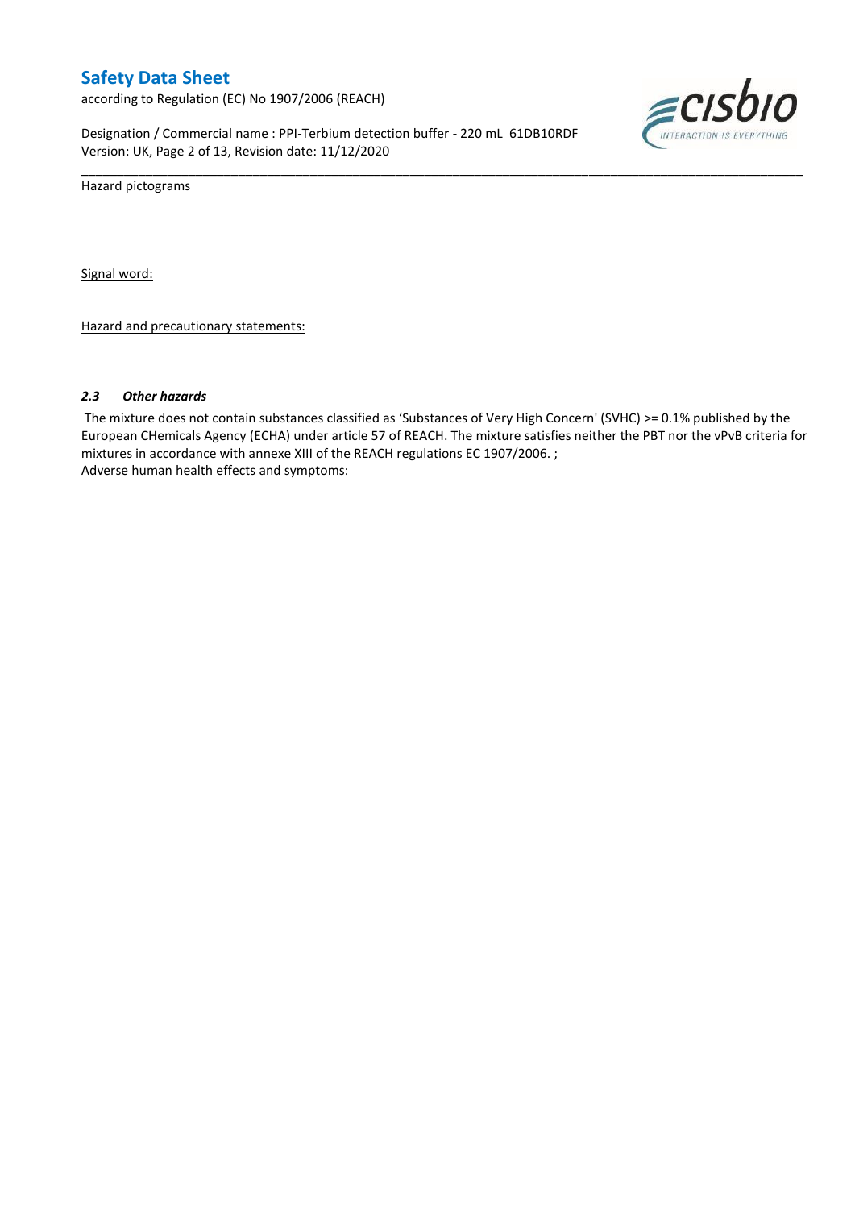Hazard pictograms

Signal word:

Hazard and precautionary statements:

### *2.3 Other hazards*

The mixture does not contain substances classified as 'Substances of Very High Concern' (SVHC) >= 0.1% published by the European CHemicals Agency (ECHA) under article 57 of REACH. The mixture satisfies neither the PBT nor the vPvB criteria for mixtures in accordance with annexe XIII of the REACH regulations EC 1907/2006. ;
Adverse human health effects and symptoms: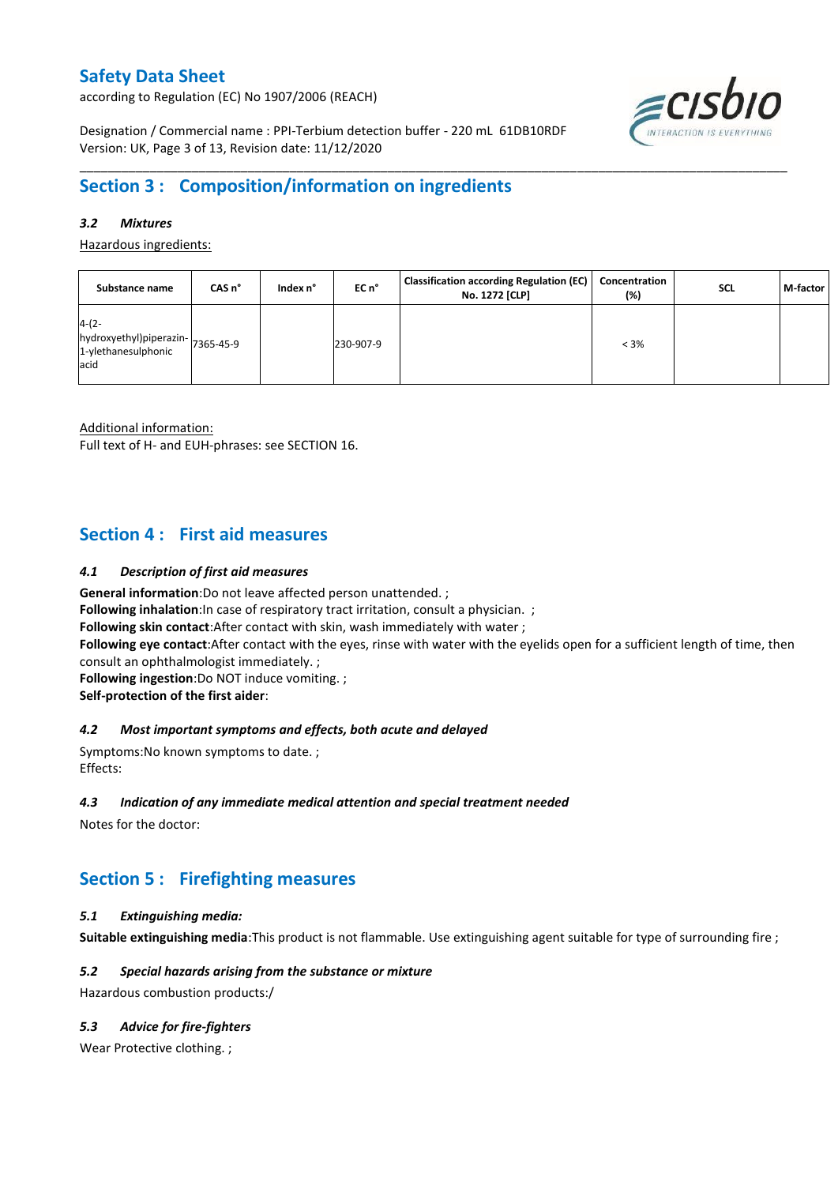## Section 3 : Composition/information on ingredients

### *3.2 Mixtures*

Hazardous ingredients:

| Substance name | CAS n° | Index n° | EC n° | Classification according Regulation (EC) No. 1272 [CLP] | Concentration (%) | SCL | M-factor |
|---|---|---|---|---|---|---|---|
| 4-(2-hydroxyethyl)piperazin-1-ylethanesulphonic acid | 7365-45-9 | | 230-907-9 | | < 3% | | |

Additional information:
Full text of H- and EUH-phrases: see SECTION 16.

## Section 4 : First aid measures

### *4.1 Description of first aid measures*

**General information**:Do not leave affected person unattended. ;
**Following inhalation**:In case of respiratory tract irritation, consult a physician. ;
**Following skin contact**:After contact with skin, wash immediately with water ;
**Following eye contact**:After contact with the eyes, rinse with water with the eyelids open for a sufficient length of time, then consult an ophthalmologist immediately. ;
**Following ingestion**:Do NOT induce vomiting. ;
**Self-protection of the first aider**:

### *4.2 Most important symptoms and effects, both acute and delayed*

Symptoms:No known symptoms to date. ;
Effects:

### *4.3 Indication of any immediate medical attention and special treatment needed*

Notes for the doctor:

## Section 5 : Firefighting measures

### *5.1 Extinguishing media:*

**Suitable extinguishing media**:This product is not flammable. Use extinguishing agent suitable for type of surrounding fire ;

### *5.2 Special hazards arising from the substance or mixture*

Hazardous combustion products:/

### *5.3 Advice for fire-fighters*

Wear Protective clothing. ;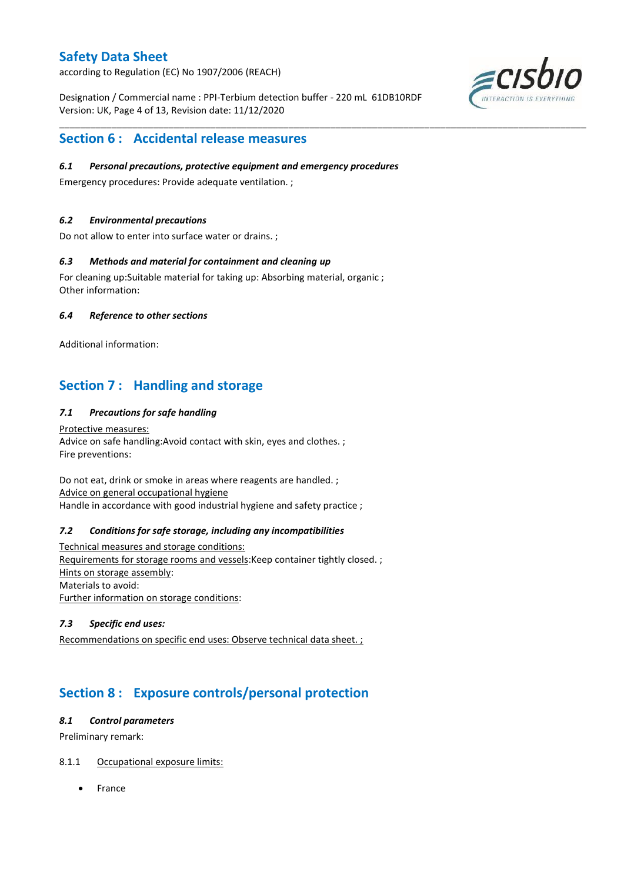## Section 6 : Accidental release measures

### *6.1 Personal precautions, protective equipment and emergency procedures*

Emergency procedures: Provide adequate ventilation. ;

### *6.2 Environmental precautions*

Do not allow to enter into surface water or drains. ;

### *6.3 Methods and material for containment and cleaning up*

For cleaning up:Suitable material for taking up: Absorbing material, organic ;
Other information:

### *6.4 Reference to other sections*

Additional information:

## Section 7 : Handling and storage

### *7.1 Precautions for safe handling*

Protective measures:
Advice on safe handling:Avoid contact with skin, eyes and clothes. ;
Fire preventions:

Do not eat, drink or smoke in areas where reagents are handled. ;
Advice on general occupational hygiene
Handle in accordance with good industrial hygiene and safety practice ;

### *7.2 Conditions for safe storage, including any incompatibilities*

Technical measures and storage conditions:
Requirements for storage rooms and vessels:Keep container tightly closed. ;
Hints on storage assembly:
Materials to avoid:
Further information on storage conditions:

### *7.3 Specific end uses:*

Recommendations on specific end uses: Observe technical data sheet. ;

## Section 8 : Exposure controls/personal protection

### *8.1 Control parameters*

Preliminary remark:

8.1.1 Occupational exposure limits:

- France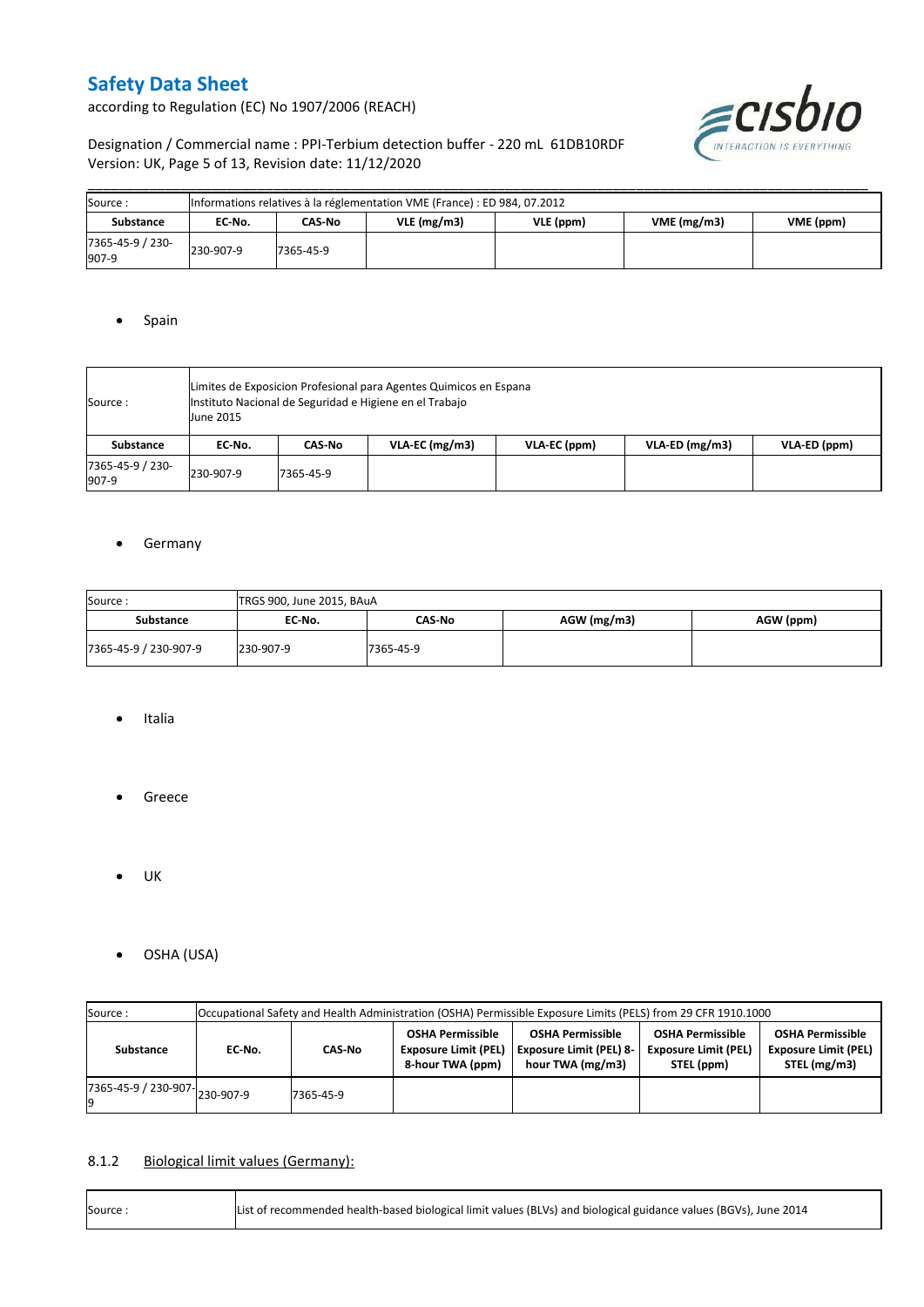| Source : | Informations relatives à la réglementation VME (France) : ED 984, 07.2012 | | | | | |
|---|---|---|---|---|---|---|
| **Substance** | **EC-No.** | **CAS-No** | **VLE (mg/m3)** | **VLE (ppm)** | **VME (mg/m3)** | **VME (ppm)** |
| 7365-45-9 / 230-907-9 | 230-907-9 | 7365-45-9 | | | | |

- Spain

| Source : | Limites de Exposicion Profesional para Agentes Quimicos en Espana<br>Instituto Nacional de Seguridad e Higiene en el Trabajo<br>June 2015 | | | | | |
|---|---|---|---|---|---|---|
| **Substance** | **EC-No.** | **CAS-No** | **VLA-EC (mg/m3)** | **VLA-EC (ppm)** | **VLA-ED (mg/m3)** | **VLA-ED (ppm)** |
| 7365-45-9 / 230-907-9 | 230-907-9 | 7365-45-9 | | | | |

- Germany

| Source : | TRGS 900, June 2015, BAuA | | | |
|---|---|---|---|---|
| **Substance** | **EC-No.** | **CAS-No** | **AGW (mg/m3)** | **AGW (ppm)** |
| 7365-45-9 / 230-907-9 | 230-907-9 | 7365-45-9 | | |

- Italia

- Greece

- UK

- OSHA (USA)

| Source : | Occupational Safety and Health Administration (OSHA) Permissible Exposure Limits (PELS) from 29 CFR 1910.1000 | | | | | |
|---|---|---|---|---|---|---|
| **Substance** | **EC-No.** | **CAS-No** | **OSHA Permissible Exposure Limit (PEL) 8-hour TWA (ppm)** | **OSHA Permissible Exposure Limit (PEL) 8-hour TWA (mg/m3)** | **OSHA Permissible Exposure Limit (PEL) STEL (ppm)** | **OSHA Permissible Exposure Limit (PEL) STEL (mg/m3)** |
| 7365-45-9 / 230-907-9 | 230-907-9 | 7365-45-9 | | | | |

### 8.1.2 Biological limit values (Germany):

| Source : | List of recommended health-based biological limit values (BLVs) and biological guidance values (BGVs), June 2014 |
|---|---|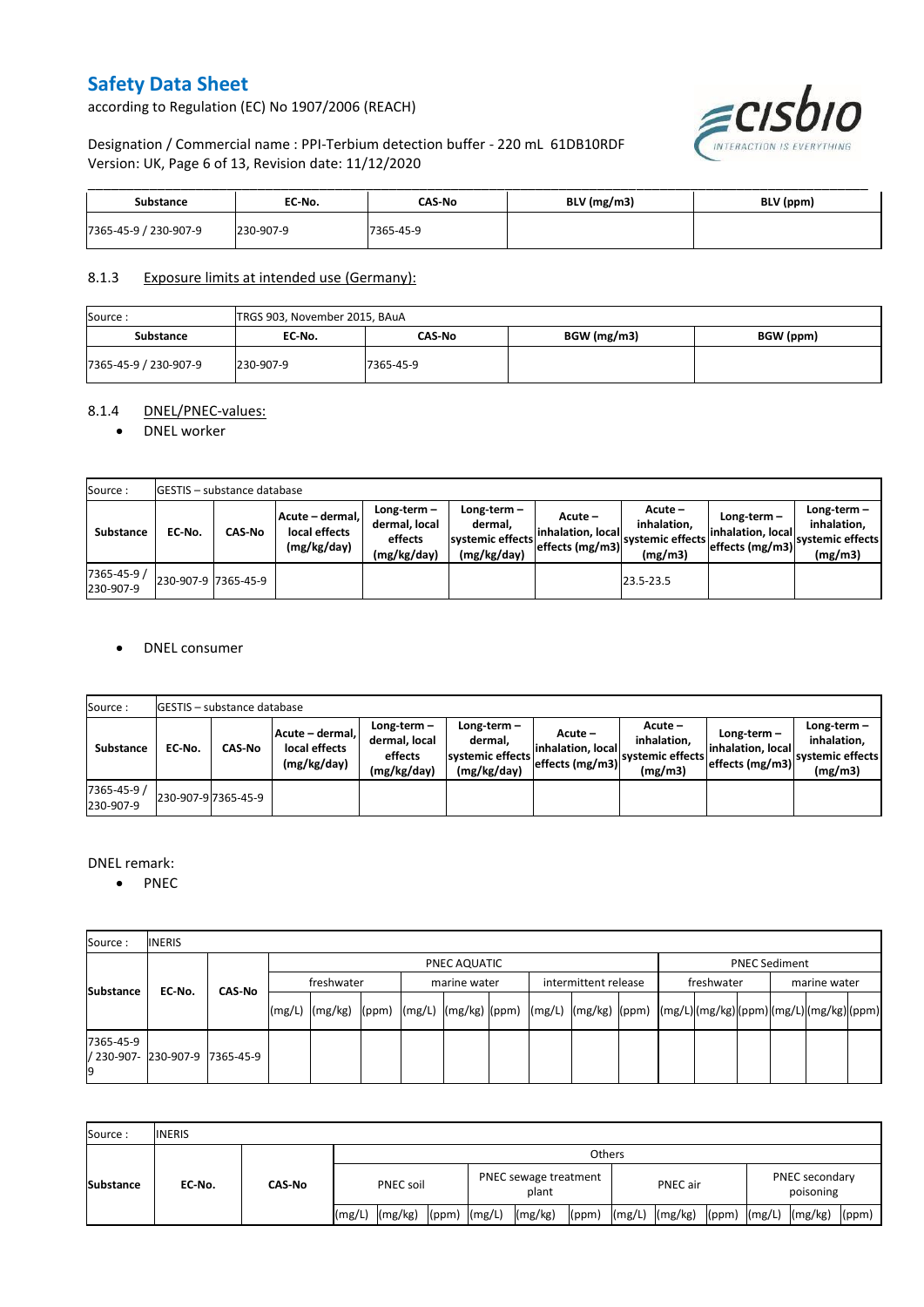| Substance | EC-No. | CAS-No | BLV (mg/m3) | BLV (ppm) |
| --- | --- | --- | --- | --- |
| 7365-45-9 / 230-907-9 | 230-907-9 | 7365-45-9 | | |

### 8.1.3 Exposure limits at intended use (Germany):

| Source : | TRGS 903, November 2015, BAuA | | | |
| --- | --- | --- | --- | --- |
| **Substance** | **EC-No.** | **CAS-No** | **BGW (mg/m3)** | **BGW (ppm)** |
| 7365-45-9 / 230-907-9 | 230-907-9 | 7365-45-9 | | |

### 8.1.4 DNEL/PNEC-values:

- DNEL worker

| Source : | GESTIS – substance database | | | | | | | | | |
| --- | --- | --- | --- | --- | --- | --- | --- | --- | --- | --- |
| **Substance** | **EC-No.** | **CAS-No** | **Acute – dermal, local effects (mg/kg/day)** | **Long-term – dermal, local effects (mg/kg/day)** | **Long-term – dermal, systemic effects (mg/kg/day)** | **Acute – inhalation, local effects (mg/m3)** | **Acute – inhalation, systemic effects (mg/m3)** | **Long-term – inhalation, local effects (mg/m3)** | **Long-term – inhalation, systemic effects (mg/m3)** |
| 7365-45-9 / 230-907-9 | 230-907-9 | 7365-45-9 | | | | | 23.5-23.5 | | |

- DNEL consumer

| Source : | GESTIS – substance database | | | | | | | | | |
| --- | --- | --- | --- | --- | --- | --- | --- | --- | --- | --- |
| **Substance** | **EC-No.** | **CAS-No** | **Acute – dermal, local effects (mg/kg/day)** | **Long-term – dermal, local effects (mg/kg/day)** | **Long-term – dermal, systemic effects (mg/kg/day)** | **Acute – inhalation, local effects (mg/m3)** | **Acute – inhalation, systemic effects (mg/m3)** | **Long-term – inhalation, local effects (mg/m3)** | **Long-term – inhalation, systemic effects (mg/m3)** |
| 7365-45-9 / 230-907-9 | 230-907-9 | 7365-45-9 | | | | | | | |

DNEL remark:

- PNEC

| Source : | INERIS | | | | | | | | | | | | | | | | | |
| --- | --- | --- | --- | --- | --- | --- | --- | --- | --- | --- | --- | --- | --- | --- | --- | --- | --- | --- |
| **Substance** | **EC-No.** | **CAS-No** | PNEC AQUATIC | | | | | | | | | PNEC Sediment | | | | | |
| | | | freshwater | | | marine water | | | intermittent release | | | freshwater | | | marine water | | |
| | | | (mg/L) | (mg/kg) | (ppm) | (mg/L) | (mg/kg) | (ppm) | (mg/L) | (mg/kg) | (ppm) | (mg/L) | (mg/kg) | (ppm) | (mg/L) | (mg/kg) | (ppm) |
| 7365-45-9 / 230-907-9 | 230-907-9 | 7365-45-9 | | | | | | | | | | | | | | | |

| Source : | INERIS | | | | | | | | | | | | | | |
| --- | --- | --- | --- | --- | --- | --- | --- | --- | --- | --- | --- | --- | --- | --- | --- |
| **Substance** | **EC-No.** | **CAS-No** | Others | | | | | | | | | | | | |
| | | | PNEC soil | | | PNEC sewage treatment plant | | | PNEC air | | | PNEC secondary poisoning | | |
| | | | (mg/L) | (mg/kg) | (ppm) | (mg/L) | (mg/kg) | (ppm) | (mg/L) | (mg/kg) | (ppm) | (mg/L) | (mg/kg) | (ppm) |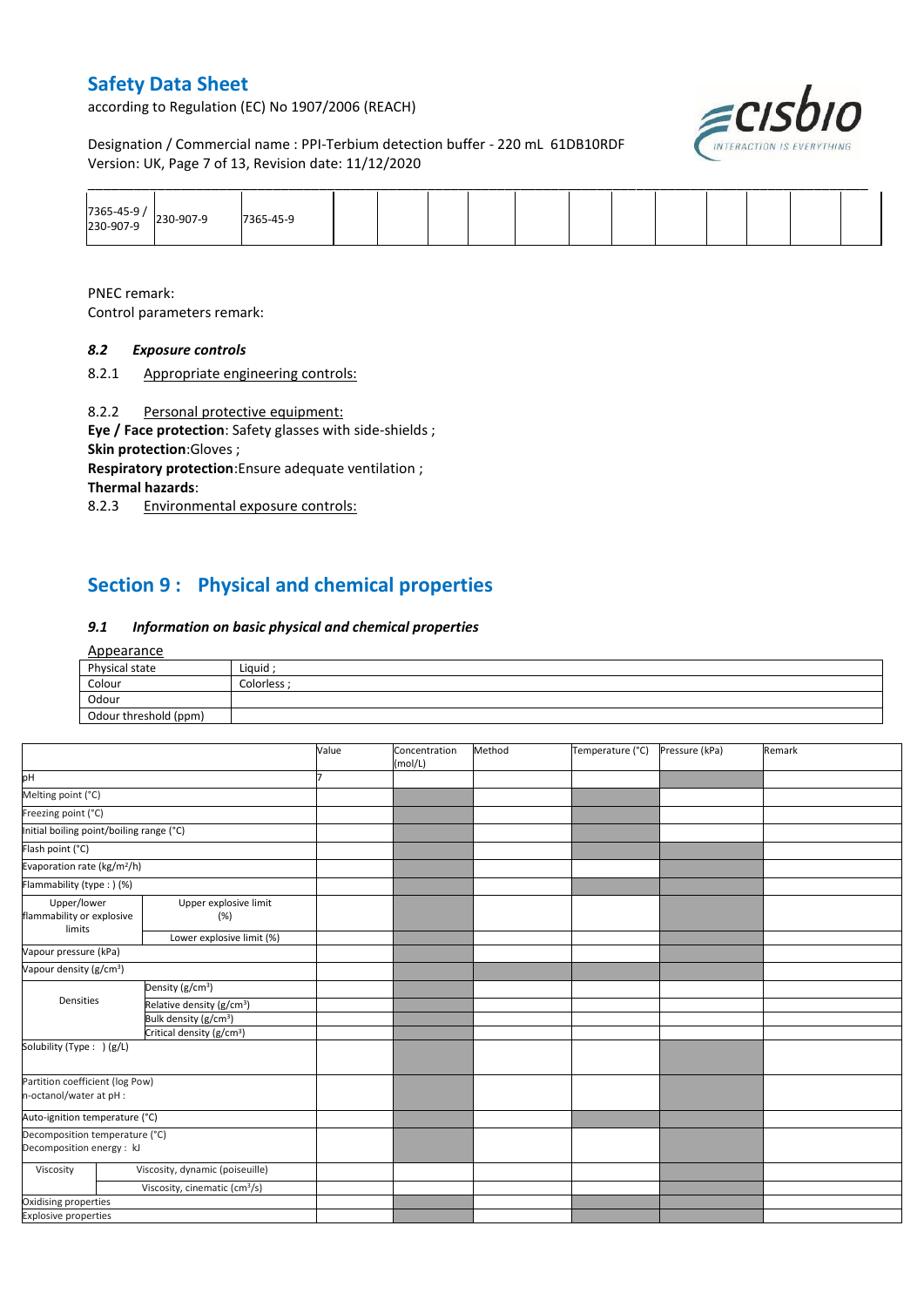| 7365-45-9 / 230-907-9 | 230-907-9 | 7365-45-9 | | | | | | | | | | |
|---|---|---|---|---|---|---|---|---|---|---|---|---|

PNEC remark:
Control parameters remark:

### *8.2 Exposure controls*

8.2.1 Appropriate engineering controls:

8.2.2 Personal protective equipment:

**Eye / Face protection**: Safety glasses with side-shields ;
**Skin protection**:Gloves ;
**Respiratory protection**:Ensure adequate ventilation ;
**Thermal hazards**:

8.2.3 Environmental exposure controls:

## Section 9 : Physical and chemical properties

### *9.1 Information on basic physical and chemical properties*

Appearance

| Physical state | Liquid ; |
|---|---|
| Colour | Colorless ; |
| Odour | |
| Odour threshold (ppm) | |

| | | Value | Concentration (mol/L) | Method | Temperature (°C) | Pressure (kPa) | Remark |
|---|---|---|---|---|---|---|---|
| pH | | 7 | | | | | |
| Melting point (°C) | | | | | | | |
| Freezing point (°C) | | | | | | | |
| Initial boiling point/boiling range (°C) | | | | | | | |
| Flash point (°C) | | | | | | | |
| Evaporation rate (kg/m²/h) | | | | | | | |
| Flammability (type : ) (%) | | | | | | | |
| Upper/lower flammability or explosive limits | Upper explosive limit (%) | | | | | | |
| | Lower explosive limit (%) | | | | | | |
| Vapour pressure (kPa) | | | | | | | |
| Vapour density (g/cm³) | | | | | | | |
| Densities | Density (g/cm³) | | | | | | |
| | Relative density (g/cm³) | | | | | | |
| | Bulk density (g/cm³) | | | | | | |
| | Critical density (g/cm³) | | | | | | |
| Solubility (Type : ) (g/L) | | | | | | | |
| Partition coefficient (log Pow) n-octanol/water at pH : | | | | | | | |
| Auto-ignition temperature (°C) | | | | | | | |
| Decomposition temperature (°C) Decomposition energy : kJ | | | | | | | |
| Viscosity | Viscosity, dynamic (poiseuille) | | | | | | |
| | Viscosity, cinematic (cm³/s) | | | | | | |
| Oxidising properties | | | | | | | |
| Explosive properties | | | | | | | |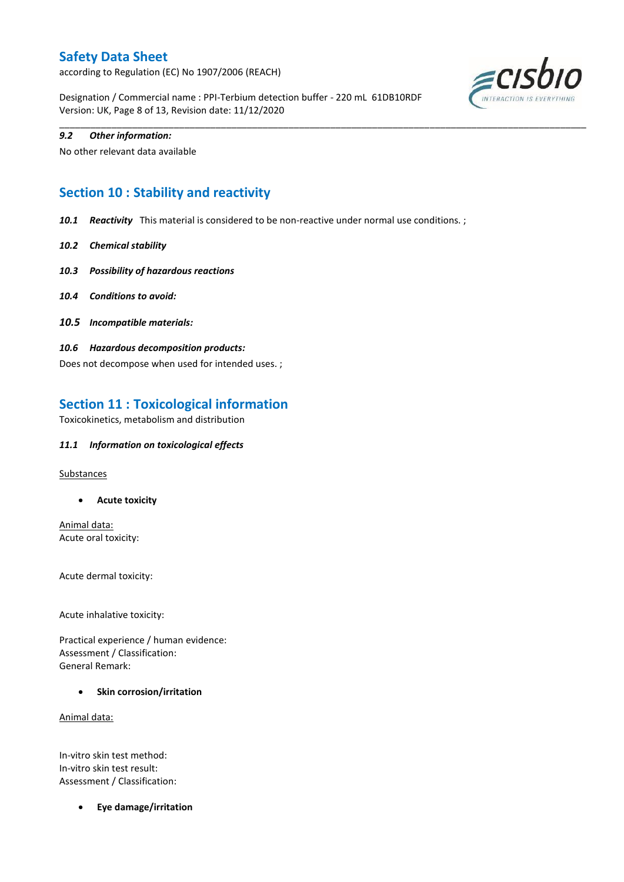*9.2 Other information:*

No other relevant data available

## Section 10 : Stability and reactivity

***10.1 Reactivity*** This material is considered to be non-reactive under normal use conditions. ;

***10.2 Chemical stability***

***10.3 Possibility of hazardous reactions***

***10.4 Conditions to avoid:***

***10.5 Incompatible materials:***

***10.6 Hazardous decomposition products:***

Does not decompose when used for intended uses. ;

## Section 11 : Toxicological information

Toxicokinetics, metabolism and distribution

***11.1 Information on toxicological effects***

Substances

- **Acute toxicity**

Animal data:

Acute oral toxicity:

Acute dermal toxicity:

Acute inhalative toxicity:

Practical experience / human evidence:
Assessment / Classification:
General Remark:

- **Skin corrosion/irritation**

Animal data:

In-vitro skin test method:
In-vitro skin test result:
Assessment / Classification:

- **Eye damage/irritation**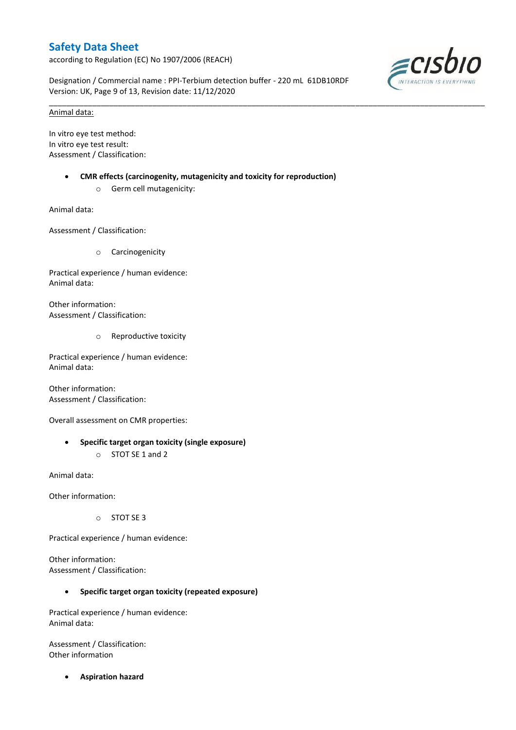Animal data:

In vitro eye test method:
In vitro eye test result:
Assessment / Classification:

- **CMR effects (carcinogenity, mutagenicity and toxicity for reproduction)**
    - Germ cell mutagenicity:

Animal data:

Assessment / Classification:

- Carcinogenicity

Practical experience / human evidence:
Animal data:

Other information:
Assessment / Classification:

- Reproductive toxicity

Practical experience / human evidence:
Animal data:

Other information:
Assessment / Classification:

Overall assessment on CMR properties:

- **Specific target organ toxicity (single exposure)**
    - STOT SE 1 and 2

Animal data:

Other information:

- STOT SE 3

Practical experience / human evidence:

Other information:
Assessment / Classification:

- **Specific target organ toxicity (repeated exposure)**

Practical experience / human evidence:
Animal data:

Assessment / Classification:
Other information

- **Aspiration hazard**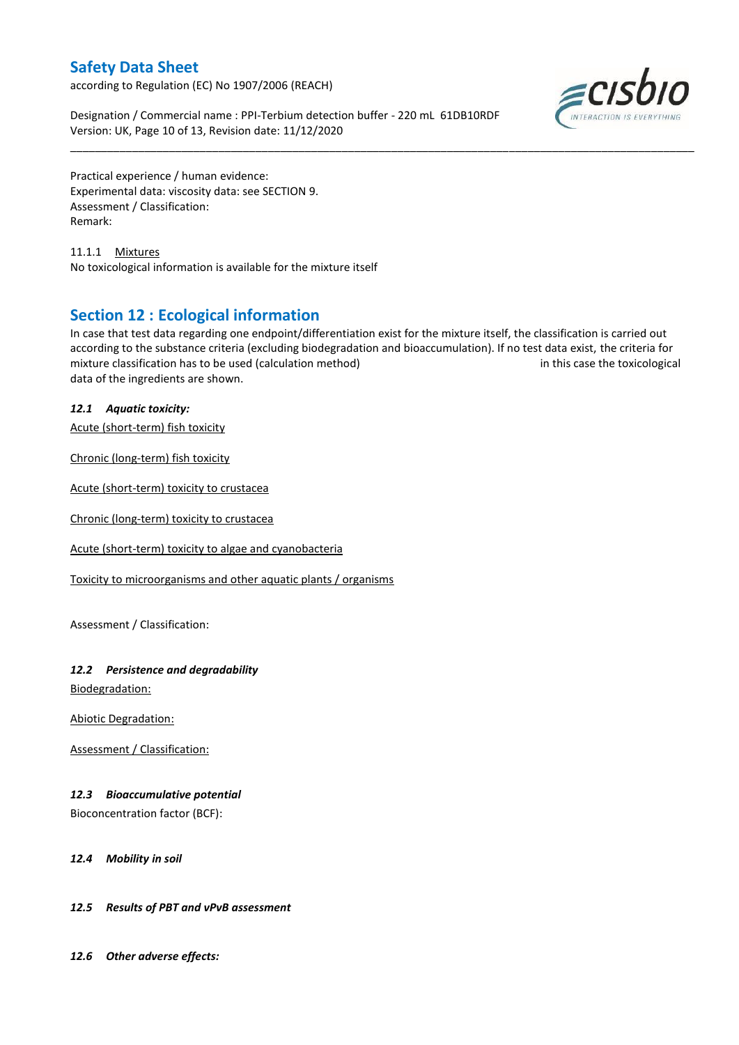Practical experience / human evidence:
Experimental data: viscosity data: see SECTION 9.
Assessment / Classification:
Remark:

11.1.1 Mixtures
No toxicological information is available for the mixture itself

## Section 12 : Ecological information

In case that test data regarding one endpoint/differentiation exist for the mixture itself, the classification is carried out according to the substance criteria (excluding biodegradation and bioaccumulation). If no test data exist, the criteria for mixture classification has to be used (calculation method) in this case the toxicological data of the ingredients are shown.

### *12.1 Aquatic toxicity:*

Acute (short-term) fish toxicity

Chronic (long-term) fish toxicity

Acute (short-term) toxicity to crustacea

Chronic (long-term) toxicity to crustacea

Acute (short-term) toxicity to algae and cyanobacteria

Toxicity to microorganisms and other aquatic plants / organisms

Assessment / Classification:

### *12.2 Persistence and degradability*

Biodegradation:

Abiotic Degradation:

Assessment / Classification:

### *12.3 Bioaccumulative potential*

Bioconcentration factor (BCF):

### *12.4 Mobility in soil*

### *12.5 Results of PBT and vPvB assessment*

### *12.6 Other adverse effects:*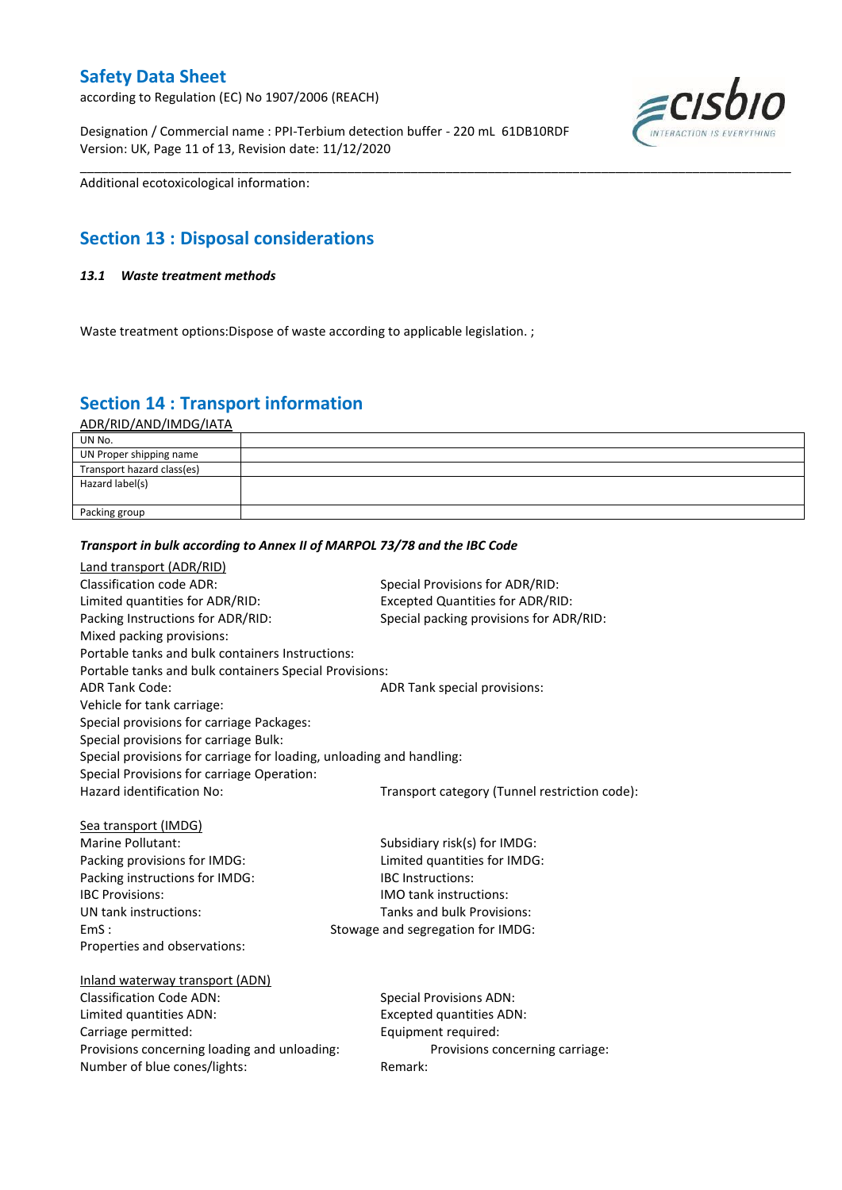Additional ecotoxicological information:

## Section 13 : Disposal considerations

### *13.1 Waste treatment methods*

Waste treatment options:Dispose of waste according to applicable legislation. ;

## Section 14 : Transport information

ADR/RID/AND/IMDG/IATA

| UN No. | |
|---|---|
| UN Proper shipping name | |
| Transport hazard class(es) | |
| Hazard label(s) | |
| Packing group | |

***Transport in bulk according to Annex II of MARPOL 73/78 and the IBC Code***

Land transport (ADR/RID)

Classification code ADR:
Special Provisions for ADR/RID:
Limited quantities for ADR/RID:
Excepted Quantities for ADR/RID:
Packing Instructions for ADR/RID:
Special packing provisions for ADR/RID:
Mixed packing provisions:
Portable tanks and bulk containers Instructions:
Portable tanks and bulk containers Special Provisions:
ADR Tank Code:
ADR Tank special provisions:
Vehicle for tank carriage:
Special provisions for carriage Packages:
Special provisions for carriage Bulk:
Special provisions for carriage for loading, unloading and handling:
Special Provisions for carriage Operation:
Hazard identification No:
Transport category (Tunnel restriction code):

Sea transport (IMDG)

Marine Pollutant:
Subsidiary risk(s) for IMDG:
Packing provisions for IMDG:
Limited quantities for IMDG:
Packing instructions for IMDG:
IBC Instructions:
IBC Provisions:
IMO tank instructions:
UN tank instructions:
Tanks and bulk Provisions:
EmS :
Stowage and segregation for IMDG:
Properties and observations:

Inland waterway transport (ADN)

Classification Code ADN:
Special Provisions ADN:
Limited quantities ADN:
Excepted quantities ADN:
Carriage permitted:
Equipment required:
Provisions concerning loading and unloading:
Provisions concerning carriage:
Number of blue cones/lights:
Remark: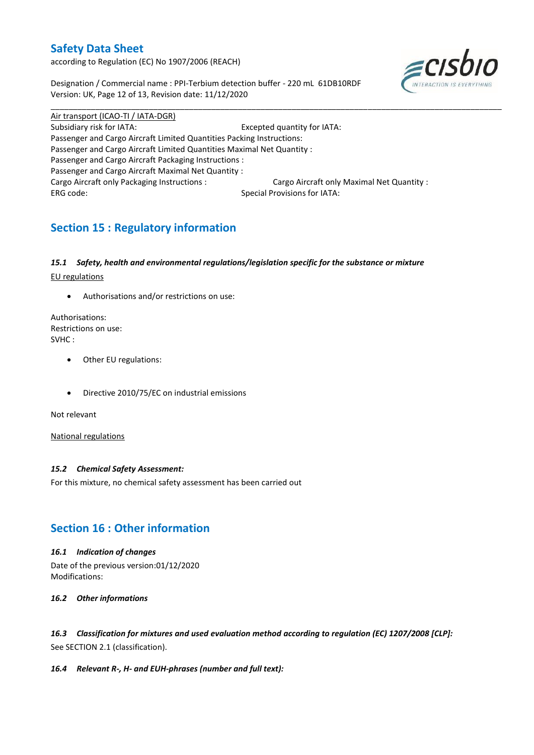Air transport (ICAO-TI / IATA-DGR)

Subsidiary risk for IATA: Excepted quantity for IATA:

Passenger and Cargo Aircraft Limited Quantities Packing Instructions:

Passenger and Cargo Aircraft Limited Quantities Maximal Net Quantity :

Passenger and Cargo Aircraft Packaging Instructions :

Passenger and Cargo Aircraft Maximal Net Quantity :

Cargo Aircraft only Packaging Instructions : Cargo Aircraft only Maximal Net Quantity :

ERG code: Special Provisions for IATA:

## Section 15 : Regulatory information

### *15.1 Safety, health and environmental regulations/legislation specific for the substance or mixture*

EU regulations

- Authorisations and/or restrictions on use:

Authorisations:
Restrictions on use:
SVHC :

- Other EU regulations:

- Directive 2010/75/EC on industrial emissions

Not relevant

National regulations

### *15.2 Chemical Safety Assessment:*

For this mixture, no chemical safety assessment has been carried out

## Section 16 : Other information

### *16.1 Indication of changes*

Date of the previous version:01/12/2020
Modifications:

### *16.2 Other informations*

### *16.3 Classification for mixtures and used evaluation method according to regulation (EC) 1207/2008 [CLP]:*

See SECTION 2.1 (classification).

### *16.4 Relevant R-, H- and EUH-phrases (number and full text):*